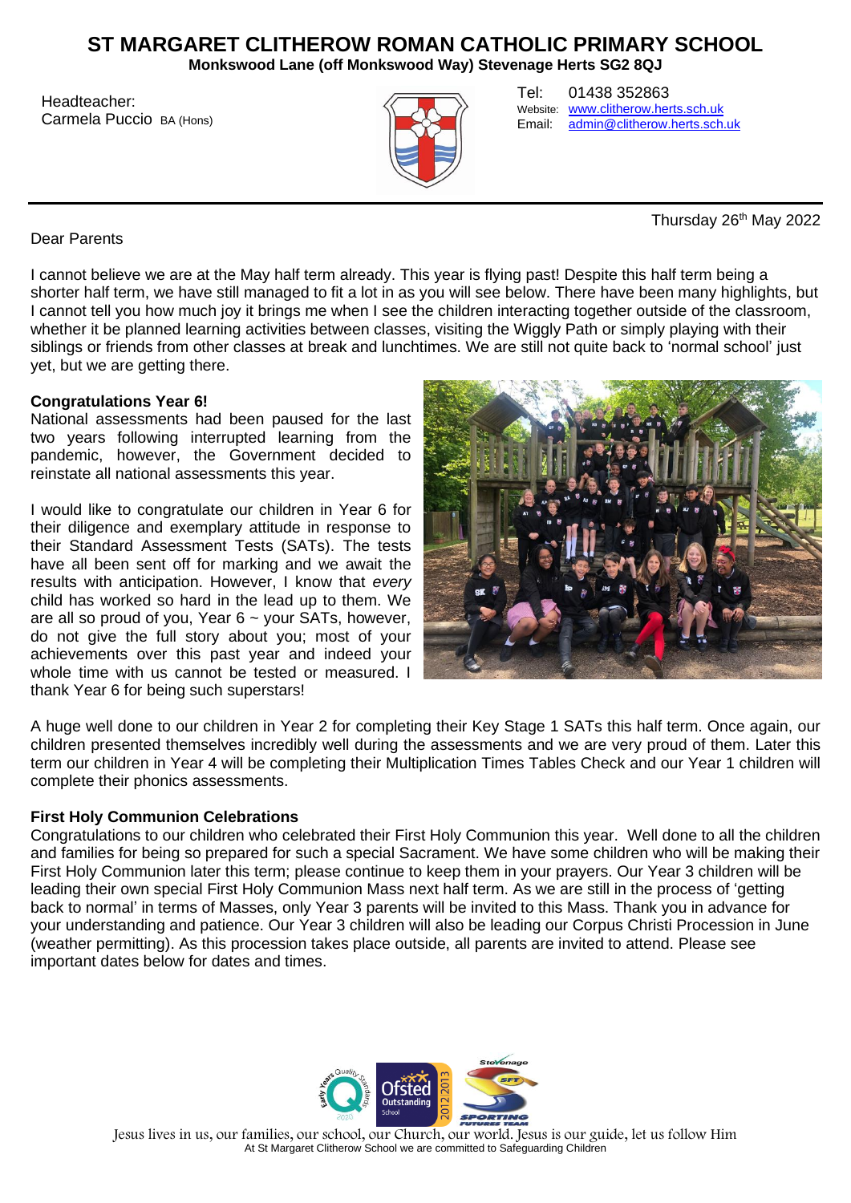# ST MARGARET CLITHEROW ROMAN CATHOLIC PRIMARY SCHOOL

**Monkswood Lane (off Monkswood Way) Stevenage Herts SG2 8QJ**

Headteacher:
Carmela Puccio BA (Hons)

Tel: 01438 352863
Website: www.clitherow.herts.sch.uk
Email: admin@clitherow.herts.sch.uk

Thursday 26th May 2022

Dear Parents

I cannot believe we are at the May half term already. This year is flying past! Despite this half term being a shorter half term, we have still managed to fit a lot in as you will see below. There have been many highlights, but I cannot tell you how much joy it brings me when I see the children interacting together outside of the classroom, whether it be planned learning activities between classes, visiting the Wiggly Path or simply playing with their siblings or friends from other classes at break and lunchtimes. We are still not quite back to 'normal school' just yet, but we are getting there.

**Congratulations Year 6!**

National assessments had been paused for the last two years following interrupted learning from the pandemic, however, the Government decided to reinstate all national assessments this year.

I would like to congratulate our children in Year 6 for their diligence and exemplary attitude in response to their Standard Assessment Tests (SATs). The tests have all been sent off for marking and we await the results with anticipation. However, I know that *every* child has worked so hard in the lead up to them. We are all so proud of you, Year 6 ~ your SATs, however, do not give the full story about you; most of your achievements over this past year and indeed your whole time with us cannot be tested or measured. I thank Year 6 for being such superstars!

A huge well done to our children in Year 2 for completing their Key Stage 1 SATs this half term. Once again, our children presented themselves incredibly well during the assessments and we are very proud of them. Later this term our children in Year 4 will be completing their Multiplication Times Tables Check and our Year 1 children will complete their phonics assessments.

**First Holy Communion Celebrations**

Congratulations to our children who celebrated their First Holy Communion this year. Well done to all the children and families for being so prepared for such a special Sacrament. We have some children who will be making their First Holy Communion later this term; please continue to keep them in your prayers. Our Year 3 children will be leading their own special First Holy Communion Mass next half term. As we are still in the process of 'getting back to normal' in terms of Masses, only Year 3 parents will be invited to this Mass. Thank you in advance for your understanding and patience. Our Year 3 children will also be leading our Corpus Christi Procession in June (weather permitting). As this procession takes place outside, all parents are invited to attend. Please see important dates below for dates and times.

Jesus lives in us, our families, our school, our Church, our world. Jesus is our guide, let us follow Him

At St Margaret Clitherow School we are committed to Safeguarding Children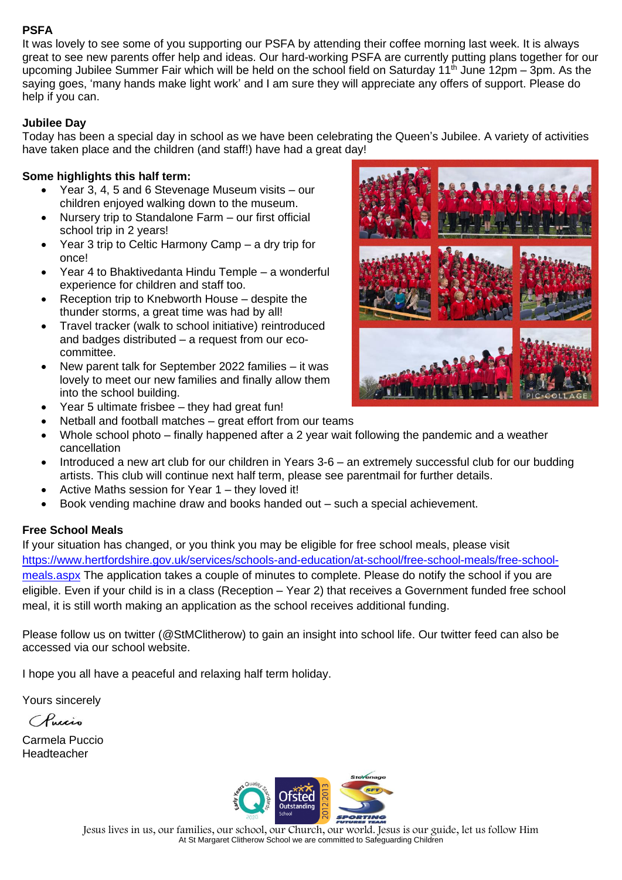**PSFA**

It was lovely to see some of you supporting our PSFA by attending their coffee morning last week. It is always great to see new parents offer help and ideas. Our hard-working PSFA are currently putting plans together for our upcoming Jubilee Summer Fair which will be held on the school field on Saturday 11th June 12pm – 3pm. As the saying goes, 'many hands make light work' and I am sure they will appreciate any offers of support. Please do help if you can.

**Jubilee Day**

Today has been a special day in school as we have been celebrating the Queen's Jubilee. A variety of activities have taken place and the children (and staff!) have had a great day!

**Some highlights this half term:**

- Year 3, 4, 5 and 6 Stevenage Museum visits – our children enjoyed walking down to the museum.
- Nursery trip to Standalone Farm – our first official school trip in 2 years!
- Year 3 trip to Celtic Harmony Camp – a dry trip for once!
- Year 4 to Bhaktivedanta Hindu Temple – a wonderful experience for children and staff too.
- Reception trip to Knebworth House – despite the thunder storms, a great time was had by all!
- Travel tracker (walk to school initiative) reintroduced and badges distributed – a request from our eco-committee.
- New parent talk for September 2022 families – it was lovely to meet our new families and finally allow them into the school building.
- Year 5 ultimate frisbee – they had great fun!
- Netball and football matches – great effort from our teams
- Whole school photo – finally happened after a 2 year wait following the pandemic and a weather cancellation
- Introduced a new art club for our children in Years 3-6 – an extremely successful club for our budding artists. This club will continue next half term, please see parentmail for further details.
- Active Maths session for Year 1 – they loved it!
- Book vending machine draw and books handed out – such a special achievement.

**Free School Meals**

If your situation has changed, or you think you may be eligible for free school meals, please visit https://www.hertfordshire.gov.uk/services/schools-and-education/at-school/free-school-meals/free-school-meals.aspx The application takes a couple of minutes to complete. Please do notify the school if you are eligible. Even if your child is in a class (Reception – Year 2) that receives a Government funded free school meal, it is still worth making an application as the school receives additional funding.

Please follow us on twitter (@StMClitherow) to gain an insight into school life. Our twitter feed can also be accessed via our school website.

I hope you all have a peaceful and relaxing half term holiday.

Yours sincerely

Puccio

Carmela Puccio
Headteacher

Jesus lives in us, our families, our school, our Church, our world. Jesus is our guide, let us follow Him

At St Margaret Clitherow School we are committed to Safeguarding Children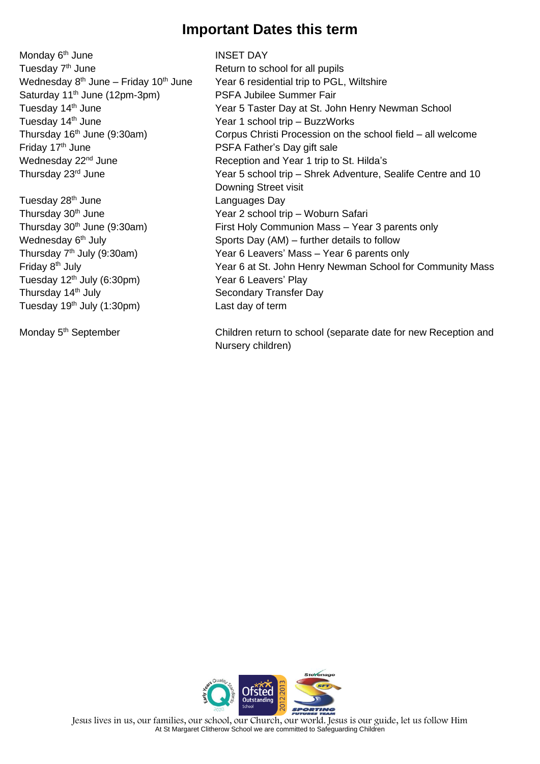# Important Dates this term

| | |
|---|---|
| Monday 6th June | INSET DAY |
| Tuesday 7th June | Return to school for all pupils |
| Wednesday 8th June – Friday 10th June | Year 6 residential trip to PGL, Wiltshire |
| Saturday 11th June (12pm-3pm) | PSFA Jubilee Summer Fair |
| Tuesday 14th June | Year 5 Taster Day at St. John Henry Newman School |
| Tuesday 14th June | Year 1 school trip – BuzzWorks |
| Thursday 16th June (9:30am) | Corpus Christi Procession on the school field – all welcome |
| Friday 17th June | PSFA Father's Day gift sale |
| Wednesday 22nd June | Reception and Year 1 trip to St. Hilda's |
| Thursday 23rd June | Year 5 school trip – Shrek Adventure, Sealife Centre and 10 Downing Street visit |
| Tuesday 28th June | Languages Day |
| Thursday 30th June | Year 2 school trip – Woburn Safari |
| Thursday 30th June (9:30am) | First Holy Communion Mass – Year 3 parents only |
| Wednesday 6th July | Sports Day (AM) – further details to follow |
| Thursday 7th July (9:30am) | Year 6 Leavers' Mass – Year 6 parents only |
| Friday 8th July | Year 6 at St. John Henry Newman School for Community Mass |
| Tuesday 12th July (6:30pm) | Year 6 Leavers' Play |
| Thursday 14th July | Secondary Transfer Day |
| Tuesday 19th July (1:30pm) | Last day of term |
| Monday 5th September | Children return to school (separate date for new Reception and Nursery children) |

Jesus lives in us, our families, our school, our Church, our world. Jesus is our guide, let us follow Him

At St Margaret Clitherow School we are committed to Safeguarding Children